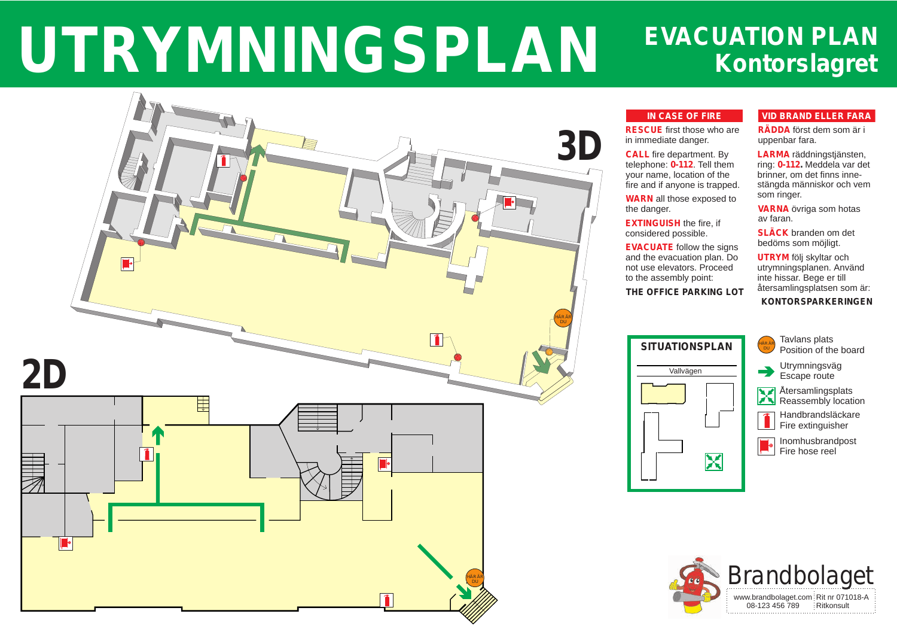# UTRYMNINGSPLAN

## EVACUATION PLAN
## Kontorslagret

3D

2D

HÄR ÄR DU

### IN CASE OF FIRE

**RESCUE** first those who are in immediate danger.

**CALL** fire department. By telephone: **0-112**. Tell them your name, location of the fire and if anyone is trapped.

**WARN** all those exposed to the danger.

**EXTINGUISH** the fire, if considered possible.

**EVACUATE** follow the signs and the evacuation plan. Do not use elevators. Proceed to the assembly point:

**THE OFFICE PARKING LOT**

### VID BRAND ELLER FARA

**RÄDDA** först dem som är i uppenbar fara.

**LARMA** räddningstjänsten, ring: **0-112.** Meddela var det brinner, om det finns innestängda människor och vem som ringer.

**VARNA** övriga som hotas av faran.

**SLÄCK** branden om det bedöms som möjligt.

**UTRYM** följ skyltar och utrymningsplanen. Använd inte hissar. Bege er till återsamlingsplatsen som är:

**KONTORSPARKERINGEN**

### SITUATIONSPLAN

Vallvägen

- HÄR ÄR DU — Tavlans plats / Position of the board
- Utrymningsväg / Escape route
- Återsamlingsplats / Reassembly location
- Handbrandsläckare / Fire extinguisher
- Inomhusbrandpost / Fire hose reel

Brandbolaget

www.brandbolaget.com | Rit nr 071018-A
08-123 456 789 | Ritkonsult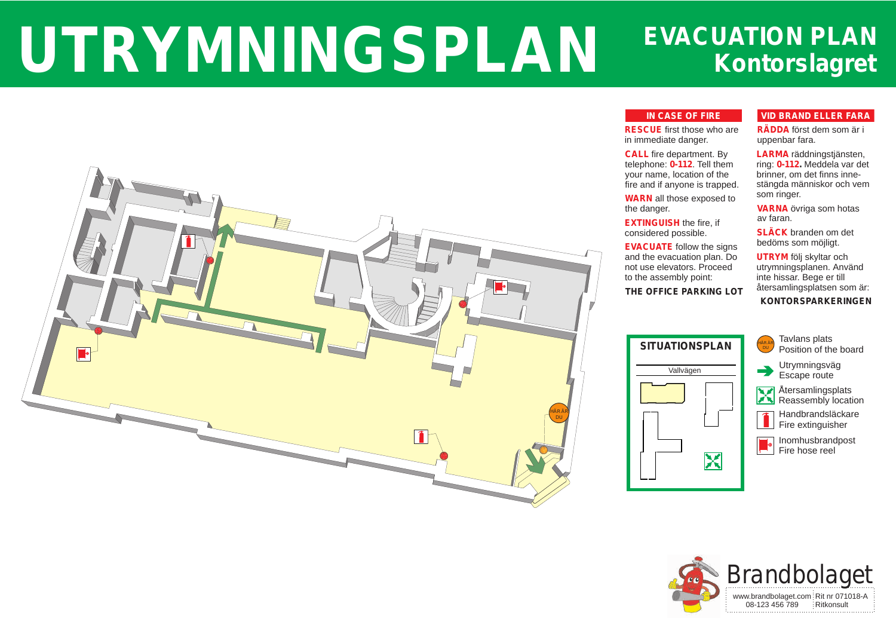# UTRYMNINGSPLAN

## EVACUATION PLAN
## Kontorslagret

HÄR ÄR DU

### IN CASE OF FIRE

**RESCUE** first those who are in immediate danger.

**CALL** fire department. By telephone: **0-112**. Tell them your name, location of the fire and if anyone is trapped.

**WARN** all those exposed to the danger.

**EXTINGUISH** the fire, if considered possible.

**EVACUATE** follow the signs and the evacuation plan. Do not use elevators. Proceed to the assembly point:

**THE OFFICE PARKING LOT**

### VID BRAND ELLER FARA

**RÄDDA** först dem som är i uppenbar fara.

**LARMA** räddningstjänsten, ring: **0-112.** Meddela var det brinner, om det finns innestängda människor och vem som ringer.

**VARNA** övriga som hotas av faran.

**SLÄCK** branden om det bedöms som möjligt.

**UTRYM** följ skyltar och utrymningsplanen. Använd inte hissar. Bege er till återsamlingsplatsen som är:

**KONTORSPARKERINGEN**

### SITUATIONSPLAN

Vallvägen

- Tavlans plats / Position of the board
- Utrymningsväg / Escape route
- Återsamlingsplats / Reassembly location
- Handbrandsläckare / Fire extinguisher
- Inomhusbrandpost / Fire hose reel

Brandbolaget

www.brandbolaget.com | Rit nr 071018-A
08-123 456 789 | Ritkonsult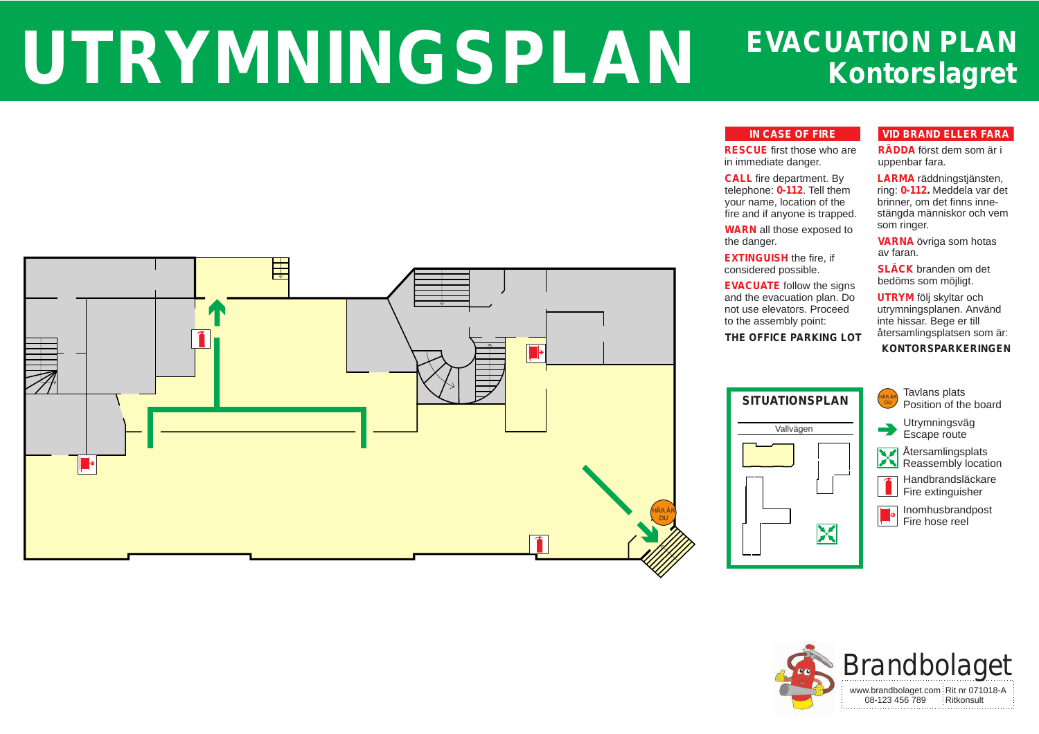# UTRYMNINGSPLAN

## EVACUATION PLAN
## Kontorslagret

HÄR ÄR DU

### IN CASE OF FIRE

**RESCUE** first those who are in immediate danger.

**CALL** fire department. By telephone: **0-112**. Tell them your name, location of the fire and if anyone is trapped.

**WARN** all those exposed to the danger.

**EXTINGUISH** the fire, if considered possible.

**EVACUATE** follow the signs and the evacuation plan. Do not use elevators. Proceed to the assembly point:

**THE OFFICE PARKING LOT**

### VID BRAND ELLER FARA

**RÄDDA** först dem som är i uppenbar fara.

**LARMA** räddningstjänsten, ring: **0-112.** Meddela var det brinner, om det finns innestängda människor och vem som ringer.

**VARNA** övriga som hotas av faran.

**SLÄCK** branden om det bedöms som möjligt.

**UTRYM** följ skyltar och utrymningsplanen. Använd inte hissar. Bege er till återsamlingsplatsen som är:

**KONTORSPARKERINGEN**

### SITUATIONSPLAN

Vallvägen

Tavlans plats
Position of the board

Utrymningsväg
Escape route

Återsamlingsplats
Reassembly location

Handbrandsläckare
Fire extinguisher

Inomhusbrandpost
Fire hose reel

Brandbolaget

www.brandbolaget.com
08-123 456 789

Rit nr 071018-A
Ritkonsult